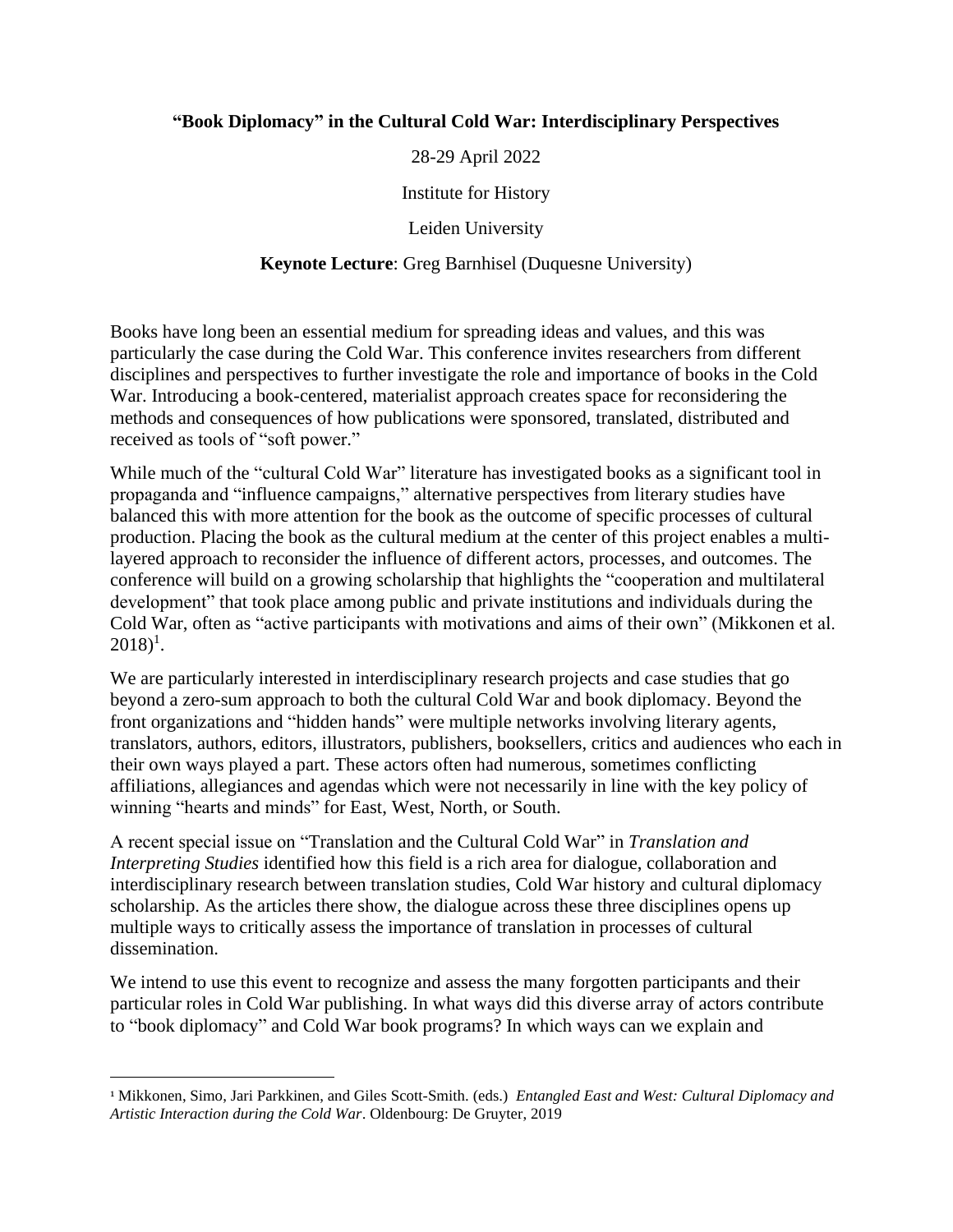# "Book Diplomacy" in the Cultural Cold War: Interdisciplinary Perspectives

28-29 April 2022

Institute for History

Leiden University

**Keynote Lecture**: Greg Barnhisel (Duquesne University)

Books have long been an essential medium for spreading ideas and values, and this was particularly the case during the Cold War. This conference invites researchers from different disciplines and perspectives to further investigate the role and importance of books in the Cold War. Introducing a book-centered, materialist approach creates space for reconsidering the methods and consequences of how publications were sponsored, translated, distributed and received as tools of "soft power."

While much of the "cultural Cold War" literature has investigated books as a significant tool in propaganda and "influence campaigns," alternative perspectives from literary studies have balanced this with more attention for the book as the outcome of specific processes of cultural production. Placing the book as the cultural medium at the center of this project enables a multi-layered approach to reconsider the influence of different actors, processes, and outcomes. The conference will build on a growing scholarship that highlights the "cooperation and multilateral development" that took place among public and private institutions and individuals during the Cold War, often as "active participants with motivations and aims of their own" (Mikkonen et al. 2018)[1].

We are particularly interested in interdisciplinary research projects and case studies that go beyond a zero-sum approach to both the cultural Cold War and book diplomacy. Beyond the front organizations and "hidden hands" were multiple networks involving literary agents, translators, authors, editors, illustrators, publishers, booksellers, critics and audiences who each in their own ways played a part. These actors often had numerous, sometimes conflicting affiliations, allegiances and agendas which were not necessarily in line with the key policy of winning "hearts and minds" for East, West, North, or South.

A recent special issue on "Translation and the Cultural Cold War" in *Translation and Interpreting Studies* identified how this field is a rich area for dialogue, collaboration and interdisciplinary research between translation studies, Cold War history and cultural diplomacy scholarship. As the articles there show, the dialogue across these three disciplines opens up multiple ways to critically assess the importance of translation in processes of cultural dissemination.

We intend to use this event to recognize and assess the many forgotten participants and their particular roles in Cold War publishing. In what ways did this diverse array of actors contribute to "book diplomacy" and Cold War book programs? In which ways can we explain and

---

[1] Mikkonen, Simo, Jari Parkkinen, and Giles Scott-Smith. (eds.) *Entangled East and West: Cultural Diplomacy and Artistic Interaction during the Cold War*. Oldenbourg: De Gruyter, 2019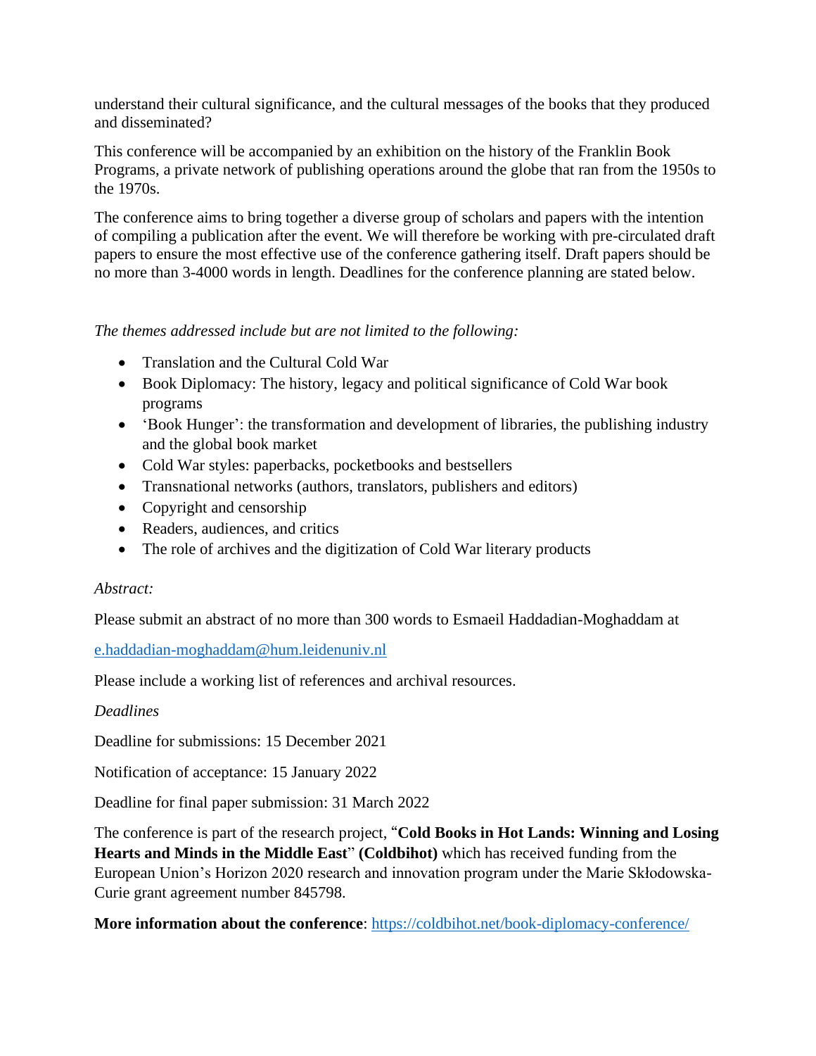understand their cultural significance, and the cultural messages of the books that they produced and disseminated?

This conference will be accompanied by an exhibition on the history of the Franklin Book Programs, a private network of publishing operations around the globe that ran from the 1950s to the 1970s.

The conference aims to bring together a diverse group of scholars and papers with the intention of compiling a publication after the event. We will therefore be working with pre-circulated draft papers to ensure the most effective use of the conference gathering itself. Draft papers should be no more than 3-4000 words in length. Deadlines for the conference planning are stated below.

*The themes addressed include but are not limited to the following:*

- Translation and the Cultural Cold War
- Book Diplomacy: The history, legacy and political significance of Cold War book programs
- 'Book Hunger': the transformation and development of libraries, the publishing industry and the global book market
- Cold War styles: paperbacks, pocketbooks and bestsellers
- Transnational networks (authors, translators, publishers and editors)
- Copyright and censorship
- Readers, audiences, and critics
- The role of archives and the digitization of Cold War literary products

*Abstract:*

Please submit an abstract of no more than 300 words to Esmaeil Haddadian-Moghaddam at

[e.haddadian-moghaddam@hum.leidenuniv.nl](mailto:e.haddadian-moghaddam@hum.leidenuniv.nl)

Please include a working list of references and archival resources.

*Deadlines*

Deadline for submissions: 15 December 2021

Notification of acceptance: 15 January 2022

Deadline for final paper submission: 31 March 2022

The conference is part of the research project, "**Cold Books in Hot Lands: Winning and Losing Hearts and Minds in the Middle East**" **(Coldbihot)** which has received funding from the European Union's Horizon 2020 research and innovation program under the Marie Skłodowska-Curie grant agreement number 845798.

**More information about the conference**: [https://coldbihot.net/book-diplomacy-conference/](https://coldbihot.net/book-diplomacy-conference/)